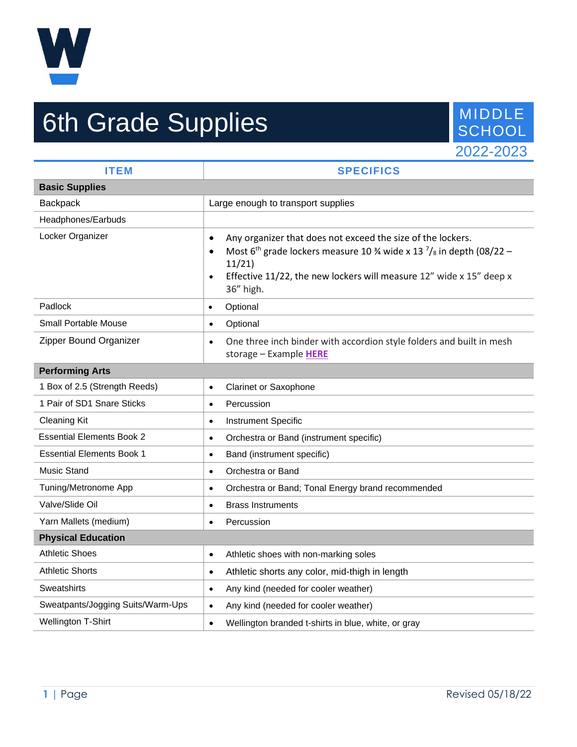# 6th Grade Supplies

MIDDLE SCHOOL
2022-2023

| ITEM | SPECIFICS |
|---|---|
| **Basic Supplies** | |
| Backpack | Large enough to transport supplies |
| Headphones/Earbuds | |
| Locker Organizer | • Any organizer that does not exceed the size of the lockers.<br>• Most 6th grade lockers measure 10 ¾ wide x 13 7/8 in depth (08/22 – 11/21)<br>• Effective 11/22, the new lockers will measure 12" wide x 15" deep x 36" high. |
| Padlock | • Optional |
| Small Portable Mouse | • Optional |
| Zipper Bound Organizer | • One three inch binder with accordion style folders and built in mesh storage – Example **HERE** |
| **Performing Arts** | |
| 1 Box of 2.5 (Strength Reeds) | • Clarinet or Saxophone |
| 1 Pair of SD1 Snare Sticks | • Percussion |
| Cleaning Kit | • Instrument Specific |
| Essential Elements Book 2 | • Orchestra or Band (instrument specific) |
| Essential Elements Book 1 | • Band (instrument specific) |
| Music Stand | • Orchestra or Band |
| Tuning/Metronome App | • Orchestra or Band; Tonal Energy brand recommended |
| Valve/Slide Oil | • Brass Instruments |
| Yarn Mallets (medium) | • Percussion |
| **Physical Education** | |
| Athletic Shoes | • Athletic shoes with non-marking soles |
| Athletic Shorts | • Athletic shorts any color, mid-thigh in length |
| Sweatshirts | • Any kind (needed for cooler weather) |
| Sweatpants/Jogging Suits/Warm-Ups | • Any kind (needed for cooler weather) |
| Wellington T-Shirt | • Wellington branded t-shirts in blue, white, or gray |

Revised 05/18/22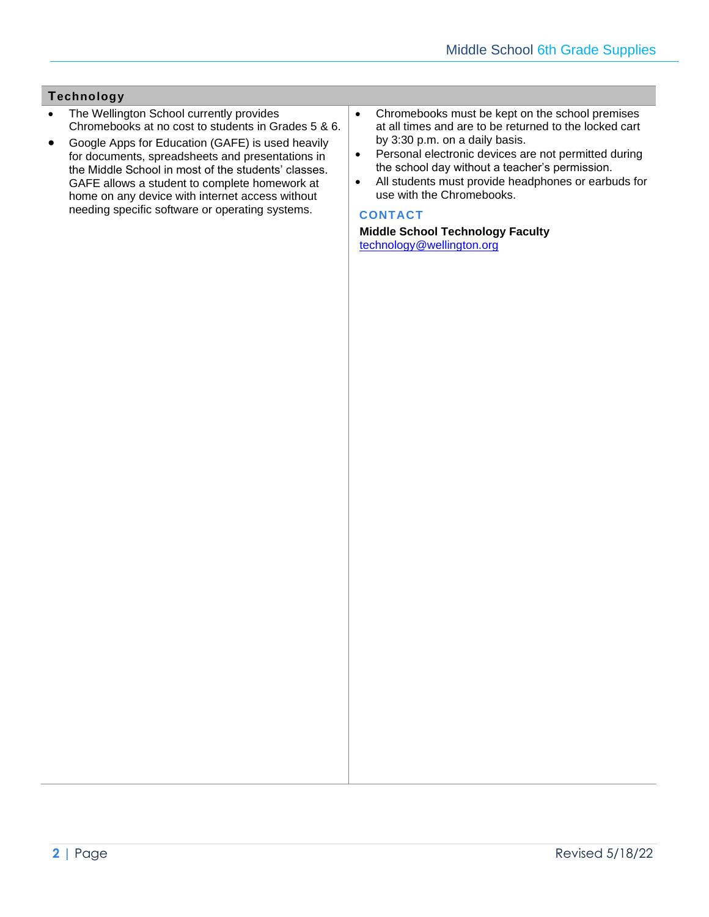## Technology

- The Wellington School currently provides Chromebooks at no cost to students in Grades 5 & 6.
- Google Apps for Education (GAFE) is used heavily for documents, spreadsheets and presentations in the Middle School in most of the students' classes. GAFE allows a student to complete homework at home on any device with internet access without needing specific software or operating systems.
- Chromebooks must be kept on the school premises at all times and are to be returned to the locked cart by 3:30 p.m. on a daily basis.
- Personal electronic devices are not permitted during the school day without a teacher's permission.
- All students must provide headphones or earbuds for use with the Chromebooks.

### CONTACT

**Middle School Technology Faculty**
technology@wellington.org

Revised 5/18/22